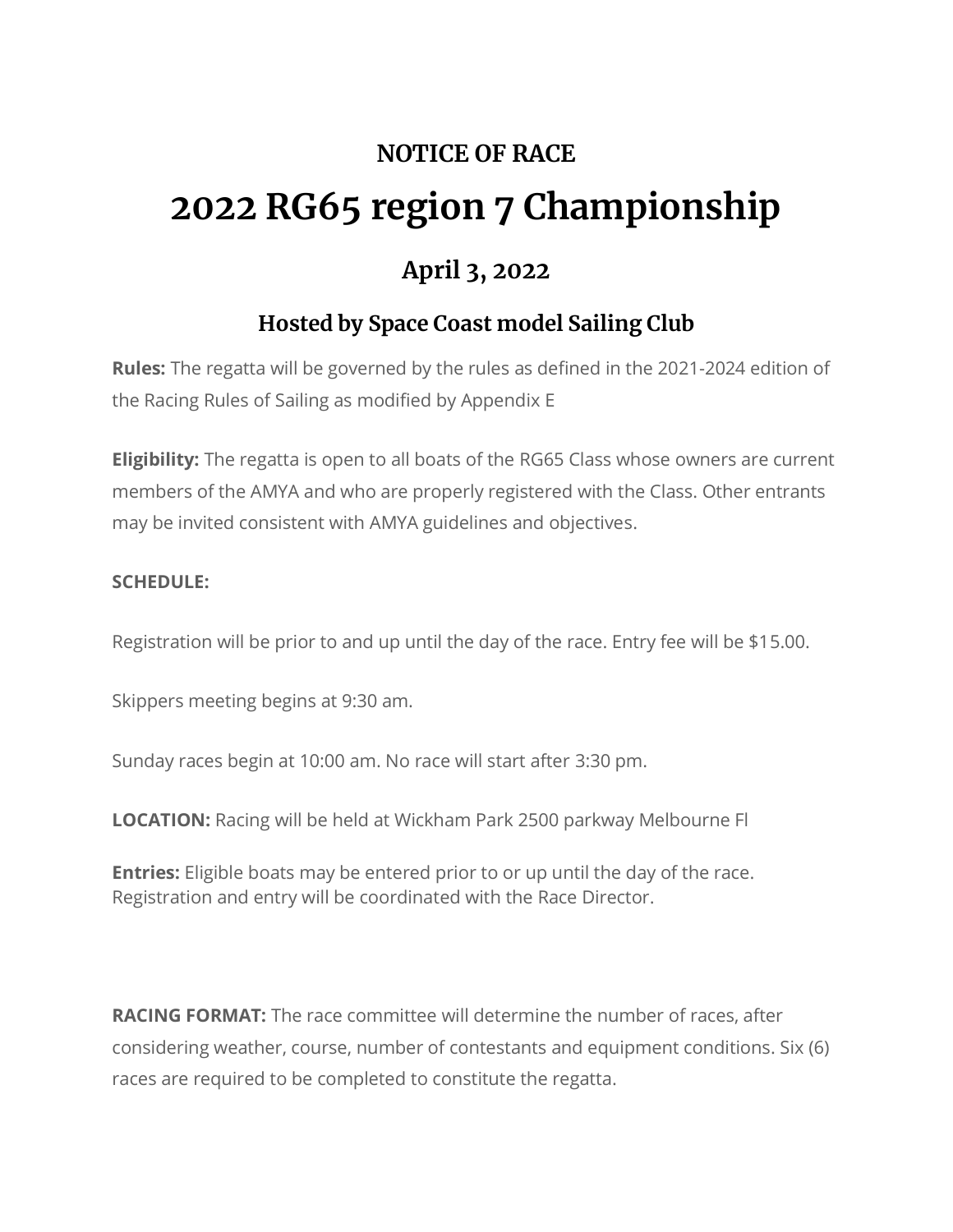## NOTICE OF RACE

# 2022 RG65 region 7 Championship

## April 3, 2022

### Hosted by Space Coast model Sailing Club

**Rules:** The regatta will be governed by the rules as defined in the 2021-2024 edition of the Racing Rules of Sailing as modified by Appendix E

**Eligibility:** The regatta is open to all boats of the RG65 Class whose owners are current members of the AMYA and who are properly registered with the Class. Other entrants may be invited consistent with AMYA guidelines and objectives.

**SCHEDULE:**

Registration will be prior to and up until the day of the race. Entry fee will be $15.00.

Skippers meeting begins at 9:30 am.

Sunday races begin at 10:00 am. No race will start after 3:30 pm.

**LOCATION:** Racing will be held at Wickham Park 2500 parkway Melbourne Fl

**Entries:** Eligible boats may be entered prior to or up until the day of the race. Registration and entry will be coordinated with the Race Director.

**RACING FORMAT:** The race committee will determine the number of races, after considering weather, course, number of contestants and equipment conditions. Six (6) races are required to be completed to constitute the regatta.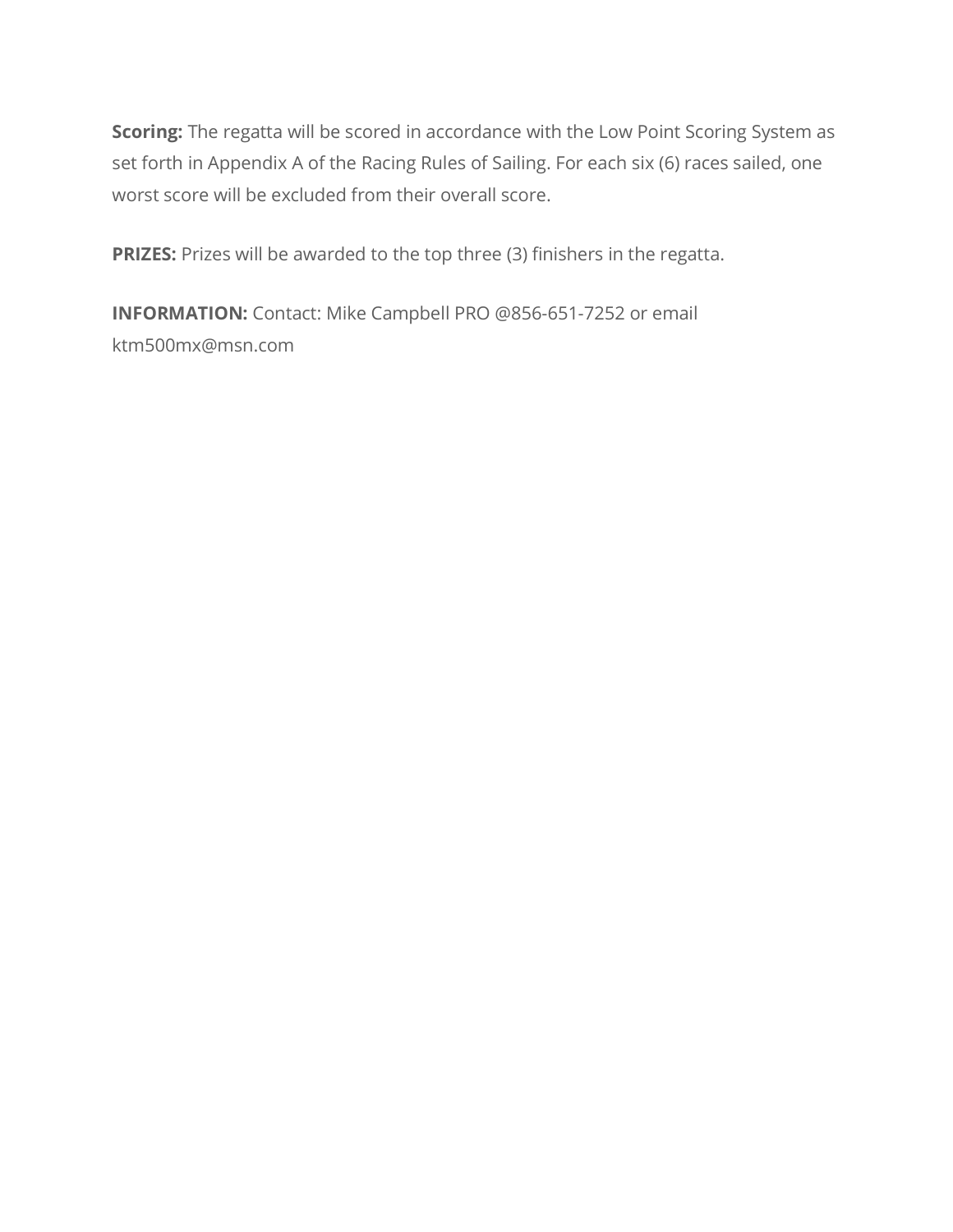**Scoring:** The regatta will be scored in accordance with the Low Point Scoring System as set forth in Appendix A of the Racing Rules of Sailing. For each six (6) races sailed, one worst score will be excluded from their overall score.

**PRIZES:** Prizes will be awarded to the top three (3) finishers in the regatta.

**INFORMATION:** Contact: Mike Campbell PRO @856-651-7252 or email ktm500mx@msn.com